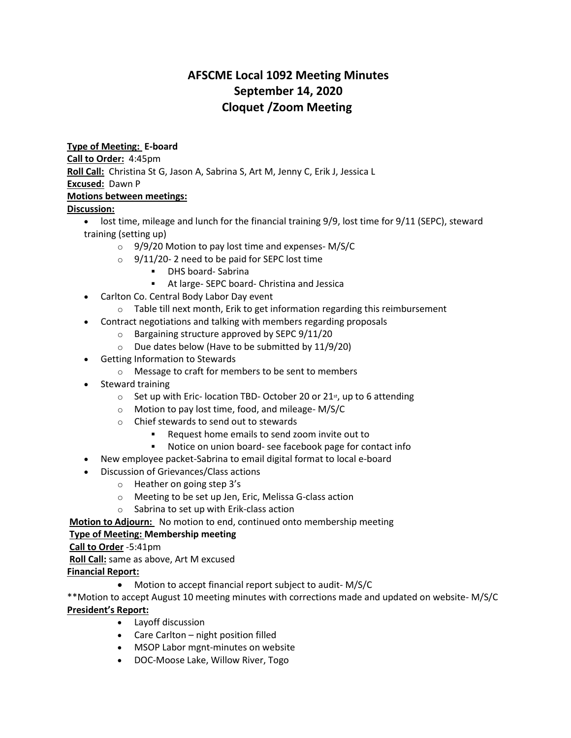# AFSCME Local 1092 Meeting Minutes
# September 14, 2020
# Cloquet /Zoom Meeting

**Type of Meeting:** **E-board**

**Call to Order:** 4:45pm

**Roll Call:** Christina St G, Jason A, Sabrina S, Art M, Jenny C, Erik J, Jessica L

**Excused:** Dawn P

**Motions between meetings:**

**Discussion:**

- lost time, mileage and lunch for the financial training 9/9, lost time for 9/11 (SEPC), steward training (setting up)
  - 9/9/20 Motion to pay lost time and expenses- M/S/C
  - 9/11/20- 2 need to be paid for SEPC lost time
    - DHS board- Sabrina
    - At large- SEPC board- Christina and Jessica
- Carlton Co. Central Body Labor Day event
  - Table till next month, Erik to get information regarding this reimbursement
- Contract negotiations and talking with members regarding proposals
  - Bargaining structure approved by SEPC 9/11/20
  - Due dates below (Have to be submitted by 11/9/20)
- Getting Information to Stewards
  - Message to craft for members to be sent to members
- Steward training
  - Set up with Eric- location TBD- October 20 or 21st, up to 6 attending
  - Motion to pay lost time, food, and mileage- M/S/C
  - Chief stewards to send out to stewards
    - Request home emails to send zoom invite out to
    - Notice on union board- see facebook page for contact info
- New employee packet-Sabrina to email digital format to local e-board
- Discussion of Grievances/Class actions
  - Heather on going step 3's
  - Meeting to be set up Jen, Eric, Melissa G-class action
  - Sabrina to set up with Erik-class action

**Motion to Adjourn:** No motion to end, continued onto membership meeting

**Type of Meeting: Membership meeting**

**Call to Order** -5:41pm

**Roll Call:** same as above, Art M excused

**Financial Report:**

- Motion to accept financial report subject to audit- M/S/C

**Motion to accept August 10 meeting minutes with corrections made and updated on website- M/S/C

**President's Report:**

- Layoff discussion
- Care Carlton – night position filled
- MSOP Labor mgnt-minutes on website
- DOC-Moose Lake, Willow River, Togo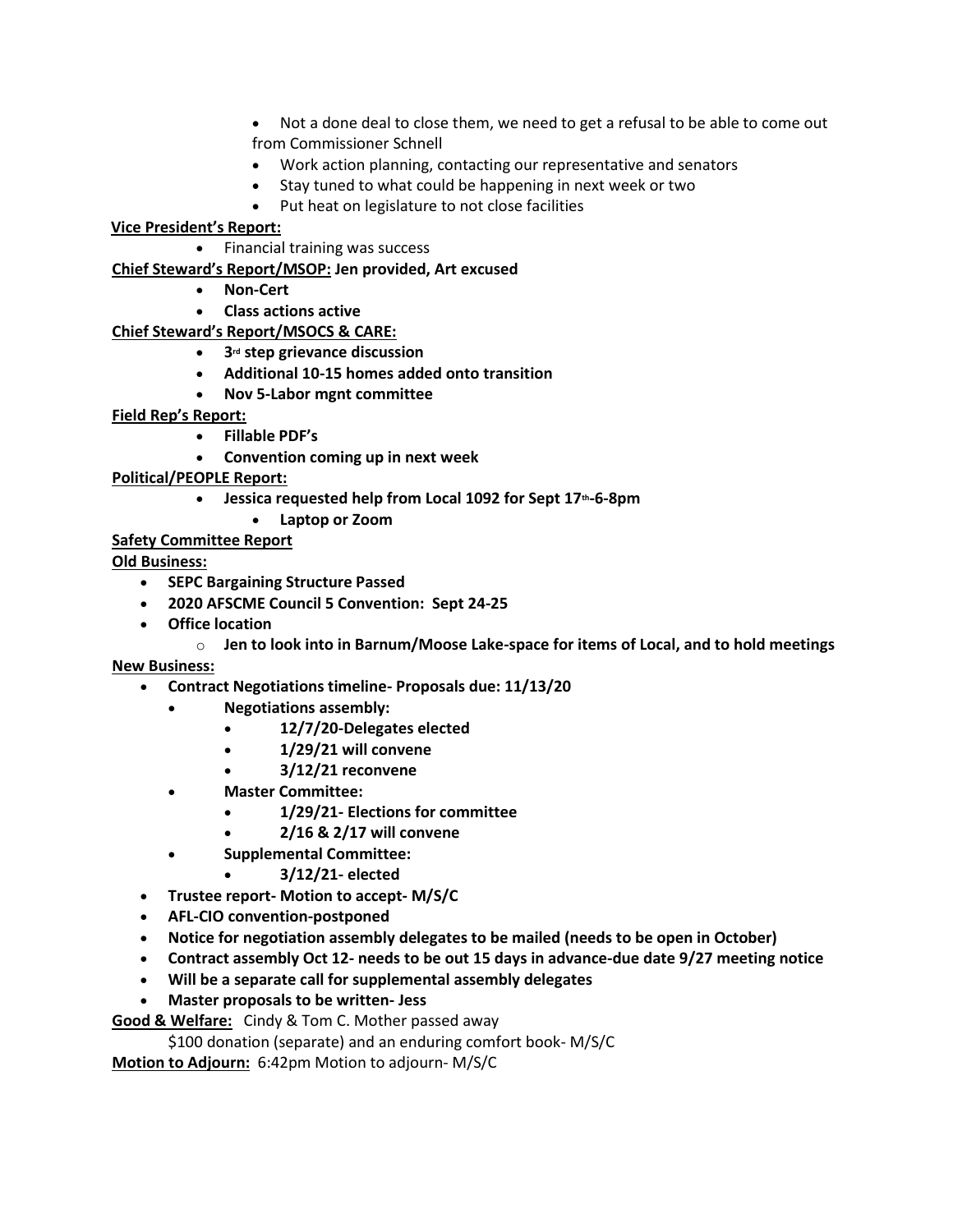- Not a done deal to close them, we need to get a refusal to be able to come out from Commissioner Schnell
- Work action planning, contacting our representative and senators
- Stay tuned to what could be happening in next week or two
- Put heat on legislature to not close facilities

**Vice President's Report:**

- Financial training was success

**Chief Steward's Report/MSOP:** **Jen provided, Art excused**

- **Non-Cert**
- **Class actions active**

**Chief Steward's Report/MSOCS & CARE:**

- **3rd step grievance discussion**
- **Additional 10-15 homes added onto transition**
- **Nov 5-Labor mgnt committee**

**Field Rep's Report:**

- **Fillable PDF's**
- **Convention coming up in next week**

**Political/PEOPLE Report:**

- **Jessica requested help from Local 1092 for Sept 17th-6-8pm**
  - **Laptop or Zoom**

**Safety Committee Report**

**Old Business:**

- **SEPC Bargaining Structure Passed**
- **2020 AFSCME Council 5 Convention: Sept 24-25**
- **Office location**
  - **Jen to look into in Barnum/Moose Lake-space for items of Local, and to hold meetings**

**New Business:**

- **Contract Negotiations timeline- Proposals due: 11/13/20**
  - **Negotiations assembly:**
    - **12/7/20-Delegates elected**
    - **1/29/21 will convene**
    - **3/12/21 reconvene**
  - **Master Committee:**
    - **1/29/21- Elections for committee**
    - **2/16 & 2/17 will convene**
  - **Supplemental Committee:**
    - **3/12/21- elected**
- **Trustee report- Motion to accept- M/S/C**
- **AFL-CIO convention-postponed**
- **Notice for negotiation assembly delegates to be mailed (needs to be open in October)**
- **Contract assembly Oct 12- needs to be out 15 days in advance-due date 9/27 meeting notice**
- **Will be a separate call for supplemental assembly delegates**
- **Master proposals to be written- Jess**

**Good & Welfare:** Cindy & Tom C. Mother passed away

$100 donation (separate) and an enduring comfort book- M/S/C

**Motion to Adjourn:** 6:42pm Motion to adjourn- M/S/C